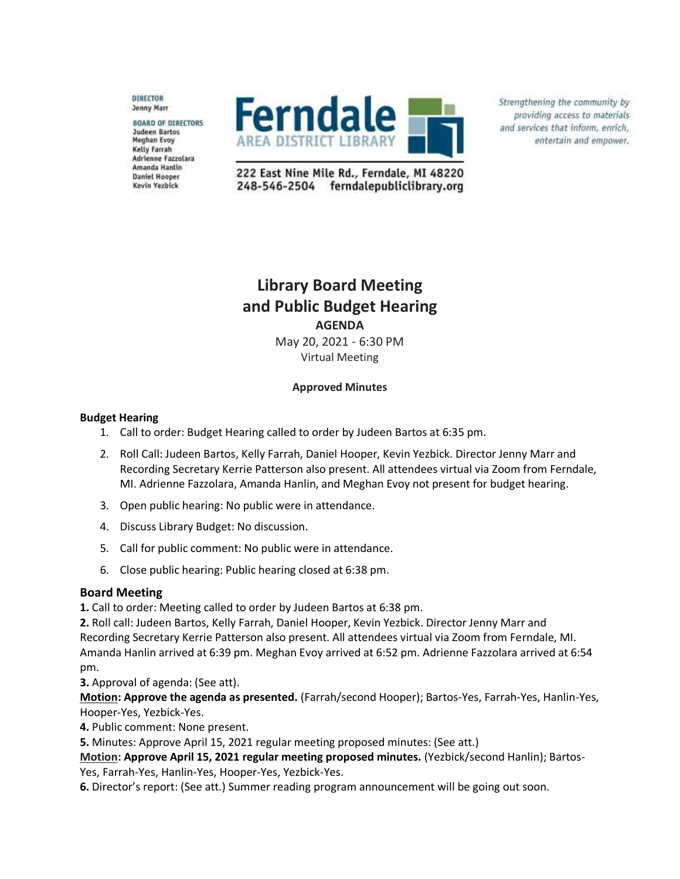DIRECTOR
Jenny Marr

BOARD OF DIRECTORS
Judeen Bartos
Meghan Evoy
Kelly Farrah
Adrienne Fazzolara
Amanda Hanlin
Daniel Hooper
Kevin Yezbick

**Ferndale AREA DISTRICT LIBRARY**

222 East Nine Mile Rd., Ferndale, MI 48220
248-546-2504 ferndalepubliclibrary.org

*Strengthening the community by providing access to materials and services that inform, enrich, entertain and empower.*

# Library Board Meeting and Public Budget Hearing

**AGENDA**

May 20, 2021 - 6:30 PM

Virtual Meeting

**Approved Minutes**

### Budget Hearing

1. Call to order: Budget Hearing called to order by Judeen Bartos at 6:35 pm.
2. Roll Call: Judeen Bartos, Kelly Farrah, Daniel Hooper, Kevin Yezbick. Director Jenny Marr and Recording Secretary Kerrie Patterson also present. All attendees virtual via Zoom from Ferndale, MI. Adrienne Fazzolara, Amanda Hanlin, and Meghan Evoy not present for budget hearing.
3. Open public hearing: No public were in attendance.
4. Discuss Library Budget: No discussion.
5. Call for public comment: No public were in attendance.
6. Close public hearing: Public hearing closed at 6:38 pm.

### Board Meeting

**1.** Call to order: Meeting called to order by Judeen Bartos at 6:38 pm.

**2.** Roll call: Judeen Bartos, Kelly Farrah, Daniel Hooper, Kevin Yezbick. Director Jenny Marr and Recording Secretary Kerrie Patterson also present. All attendees virtual via Zoom from Ferndale, MI. Amanda Hanlin arrived at 6:39 pm. Meghan Evoy arrived at 6:52 pm. Adrienne Fazzolara arrived at 6:54 pm.

**3.** Approval of agenda: (See att).

**Motion: Approve the agenda as presented.** (Farrah/second Hooper); Bartos-Yes, Farrah-Yes, Hanlin-Yes, Hooper-Yes, Yezbick-Yes.

**4.** Public comment: None present.

**5.** Minutes: Approve April 15, 2021 regular meeting proposed minutes: (See att.)

**Motion: Approve April 15, 2021 regular meeting proposed minutes.** (Yezbick/second Hanlin); Bartos-Yes, Farrah-Yes, Hanlin-Yes, Hooper-Yes, Yezbick-Yes.

**6.** Director's report: (See att.) Summer reading program announcement will be going out soon.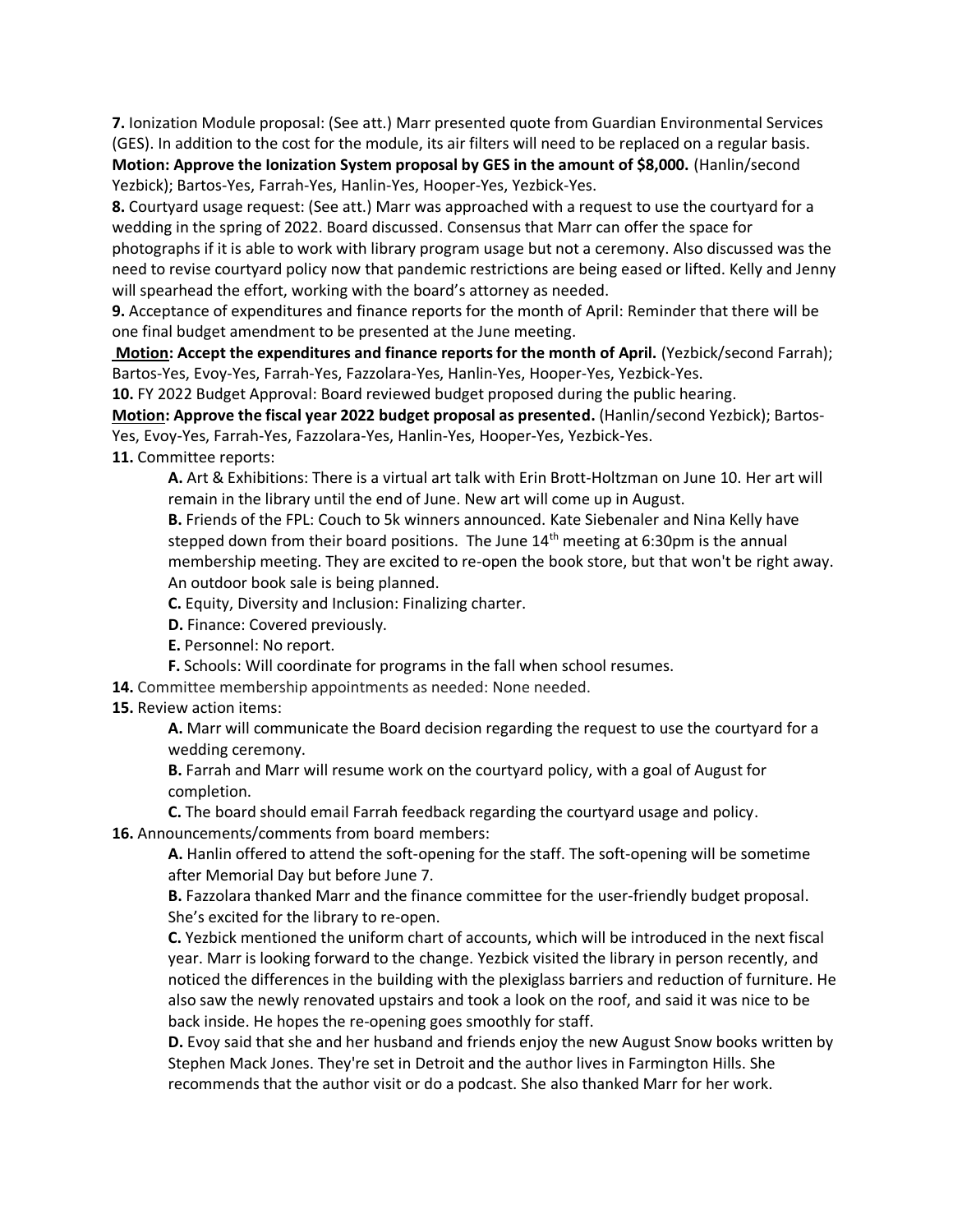**7.** Ionization Module proposal: (See att.) Marr presented quote from Guardian Environmental Services (GES). In addition to the cost for the module, its air filters will need to be replaced on a regular basis.
**Motion: Approve the Ionization System proposal by GES in the amount of $8,000.** (Hanlin/second Yezbick); Bartos-Yes, Farrah-Yes, Hanlin-Yes, Hooper-Yes, Yezbick-Yes.

**8.** Courtyard usage request: (See att.) Marr was approached with a request to use the courtyard for a wedding in the spring of 2022. Board discussed. Consensus that Marr can offer the space for photographs if it is able to work with library program usage but not a ceremony. Also discussed was the need to revise courtyard policy now that pandemic restrictions are being eased or lifted. Kelly and Jenny will spearhead the effort, working with the board's attorney as needed.

**9.** Acceptance of expenditures and finance reports for the month of April: Reminder that there will be one final budget amendment to be presented at the June meeting.
**Motion: Accept the expenditures and finance reports for the month of April.** (Yezbick/second Farrah); Bartos-Yes, Evoy-Yes, Farrah-Yes, Fazzolara-Yes, Hanlin-Yes, Hooper-Yes, Yezbick-Yes.

**10.** FY 2022 Budget Approval: Board reviewed budget proposed during the public hearing.
**Motion: Approve the fiscal year 2022 budget proposal as presented.** (Hanlin/second Yezbick); Bartos-Yes, Evoy-Yes, Farrah-Yes, Fazzolara-Yes, Hanlin-Yes, Hooper-Yes, Yezbick-Yes.

**11.** Committee reports:

- **A.** Art & Exhibitions: There is a virtual art talk with Erin Brott-Holtzman on June 10. Her art will remain in the library until the end of June. New art will come up in August.
- **B.** Friends of the FPL: Couch to 5k winners announced. Kate Siebenaler and Nina Kelly have stepped down from their board positions. The June 14th meeting at 6:30pm is the annual membership meeting. They are excited to re-open the book store, but that won't be right away. An outdoor book sale is being planned.
- **C.** Equity, Diversity and Inclusion: Finalizing charter.
- **D.** Finance: Covered previously.
- **E.** Personnel: No report.
- **F.** Schools: Will coordinate for programs in the fall when school resumes.

**14.** Committee membership appointments as needed: None needed.

**15.** Review action items:

- **A.** Marr will communicate the Board decision regarding the request to use the courtyard for a wedding ceremony.
- **B.** Farrah and Marr will resume work on the courtyard policy, with a goal of August for completion.
- **C.** The board should email Farrah feedback regarding the courtyard usage and policy.

**16.** Announcements/comments from board members:

- **A.** Hanlin offered to attend the soft-opening for the staff. The soft-opening will be sometime after Memorial Day but before June 7.
- **B.** Fazzolara thanked Marr and the finance committee for the user-friendly budget proposal. She's excited for the library to re-open.
- **C.** Yezbick mentioned the uniform chart of accounts, which will be introduced in the next fiscal year. Marr is looking forward to the change. Yezbick visited the library in person recently, and noticed the differences in the building with the plexiglass barriers and reduction of furniture. He also saw the newly renovated upstairs and took a look on the roof, and said it was nice to be back inside. He hopes the re-opening goes smoothly for staff.
- **D.** Evoy said that she and her husband and friends enjoy the new August Snow books written by Stephen Mack Jones. They're set in Detroit and the author lives in Farmington Hills. She recommends that the author visit or do a podcast. She also thanked Marr for her work.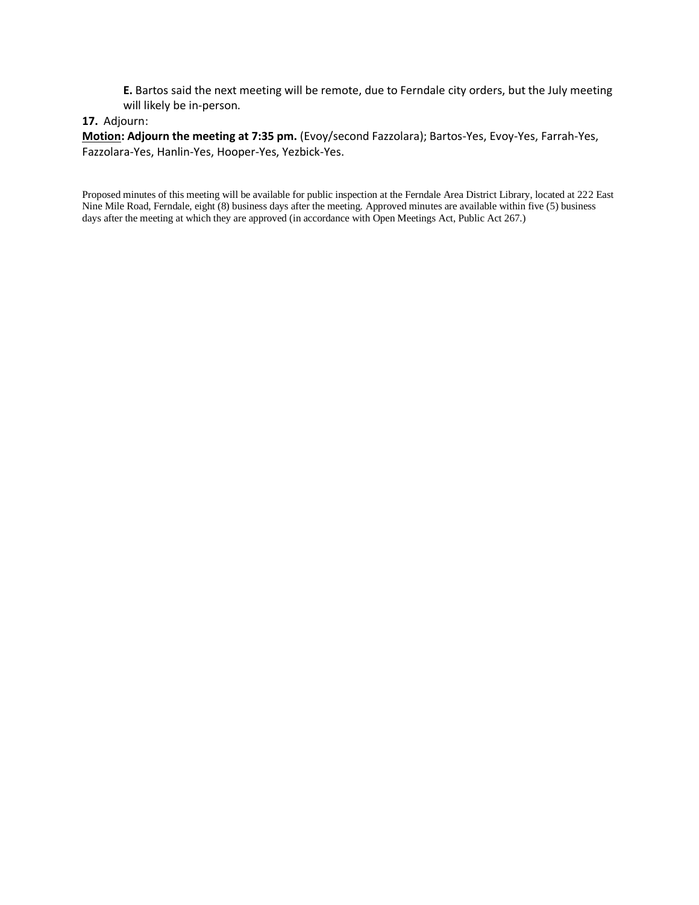**E.** Bartos said the next meeting will be remote, due to Ferndale city orders, but the July meeting will likely be in-person.

**17.** Adjourn:

**<u>Motion</u>: Adjourn the meeting at 7:35 pm.** (Evoy/second Fazzolara); Bartos-Yes, Evoy-Yes, Farrah-Yes, Fazzolara-Yes, Hanlin-Yes, Hooper-Yes, Yezbick-Yes.

Proposed minutes of this meeting will be available for public inspection at the Ferndale Area District Library, located at 222 East Nine Mile Road, Ferndale, eight (8) business days after the meeting. Approved minutes are available within five (5) business days after the meeting at which they are approved (in accordance with Open Meetings Act, Public Act 267.)